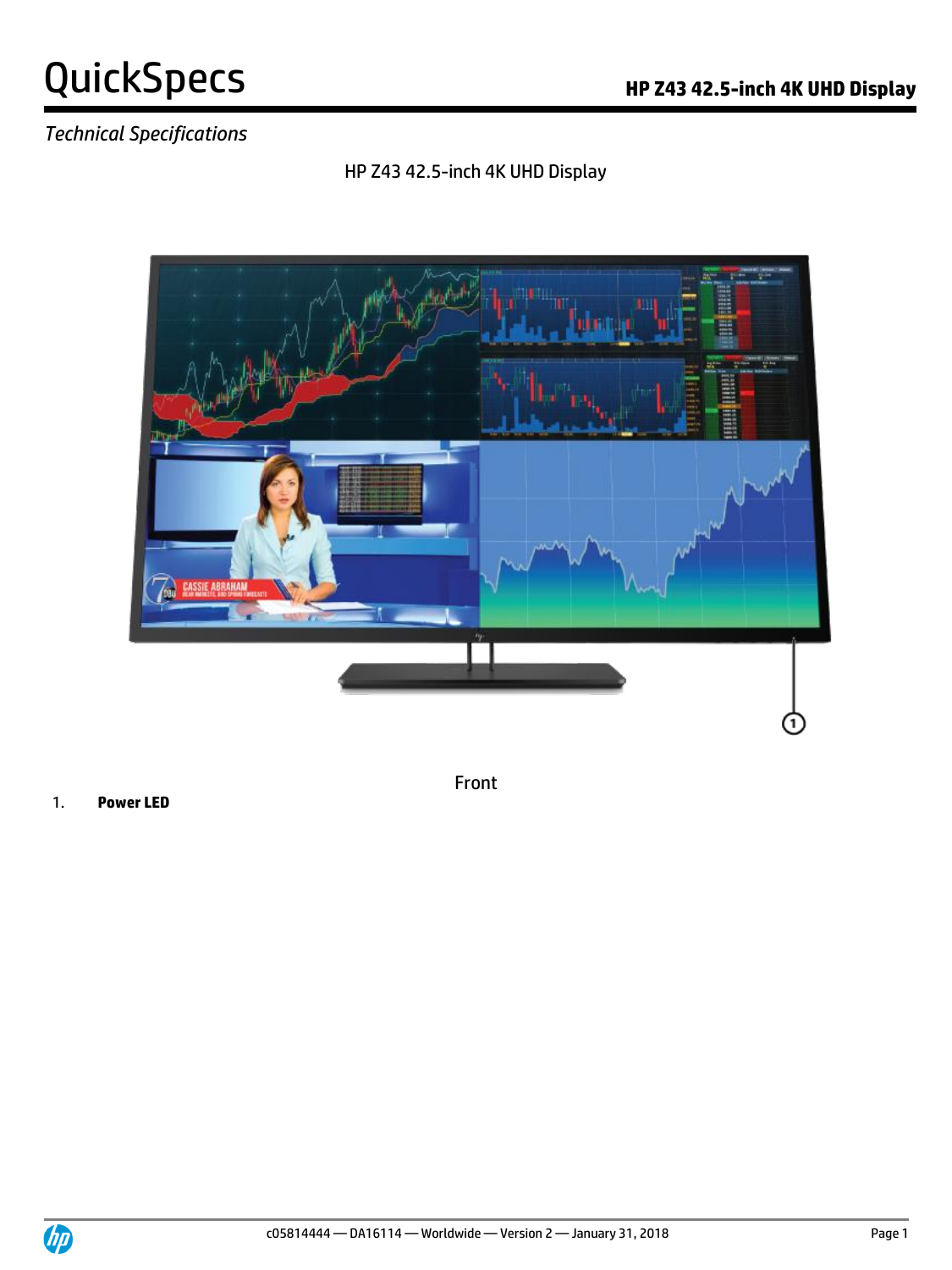# QuickSpecs

## HP Z43 42.5-inch 4K UHD Display

*Technical Specifications*

HP Z43 42.5-inch 4K UHD Display

Front

1. **Power LED**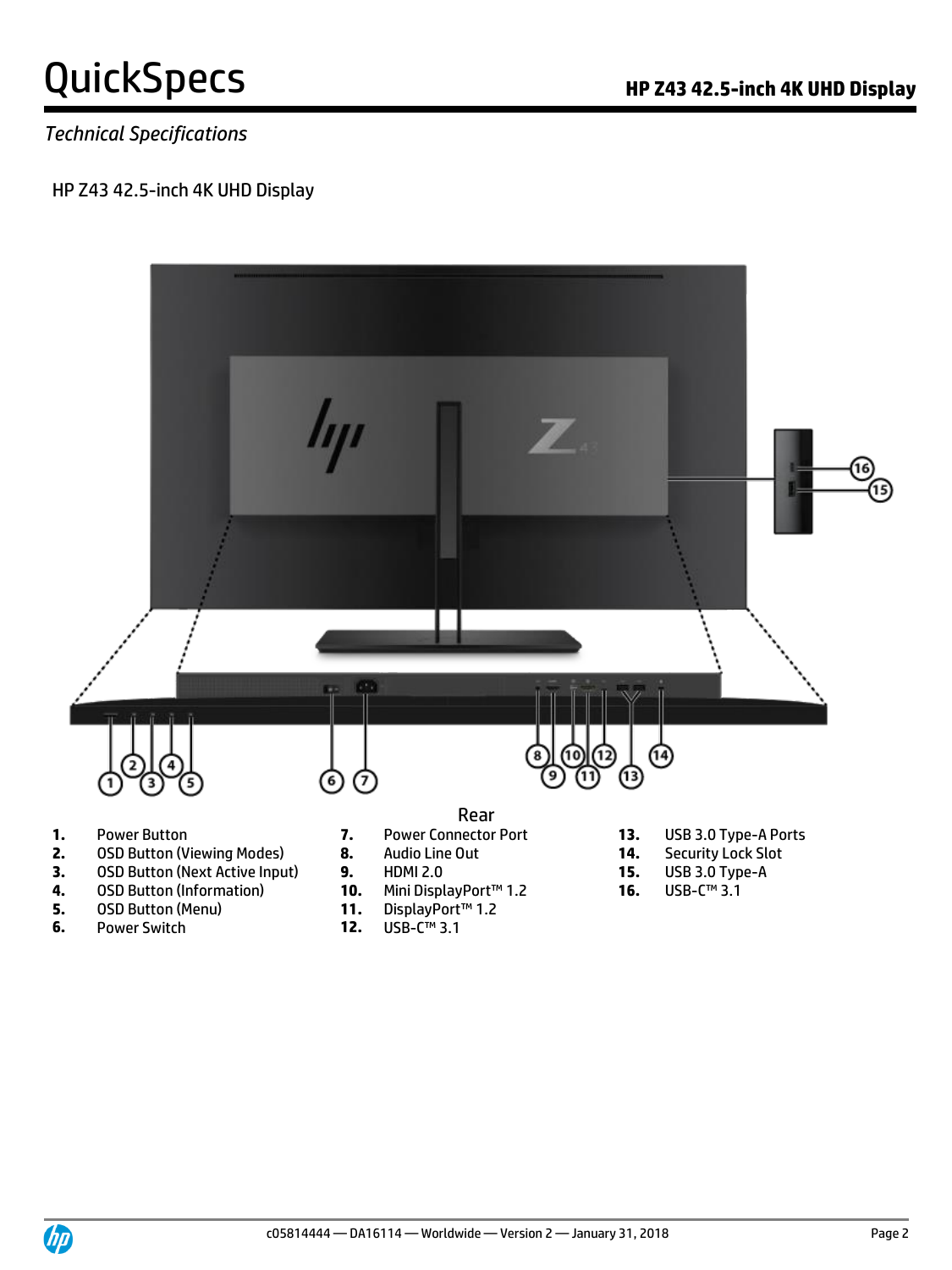*Technical Specifications*

HP Z43 42.5-inch 4K UHD Display

Rear

1. Power Button
2. OSD Button (Viewing Modes)
3. OSD Button (Next Active Input)
4. OSD Button (Information)
5. OSD Button (Menu)
6. Power Switch
7. Power Connector Port
8. Audio Line Out
9. HDMI 2.0
10. Mini DisplayPort™ 1.2
11. DisplayPort™ 1.2
12. USB-C™ 3.1
13. USB 3.0 Type-A Ports
14. Security Lock Slot
15. USB 3.0 Type-A
16. USB-C™ 3.1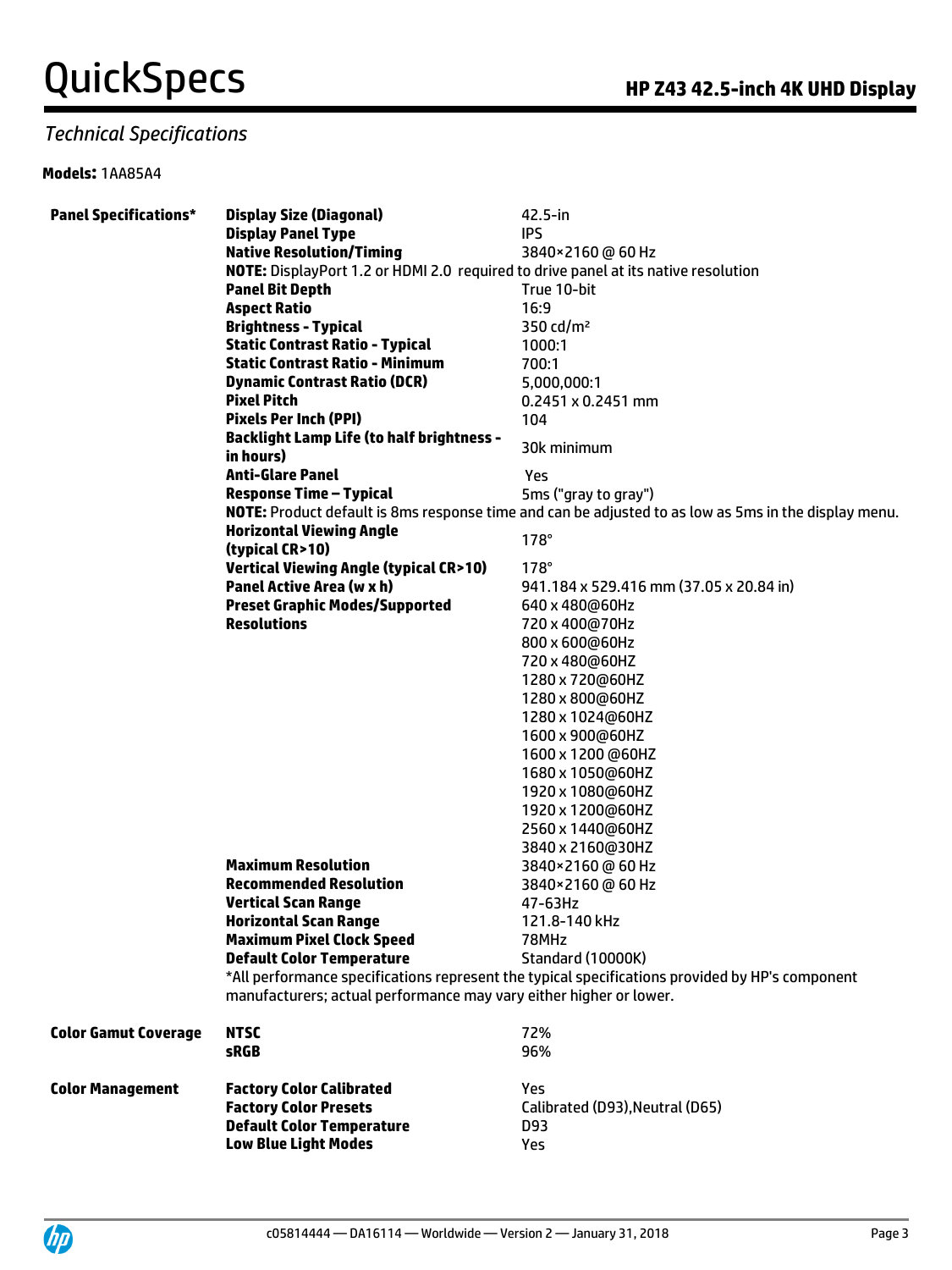## Technical Specifications

**Models:** 1AA85A4

| | | |
|---|---|---|
| **Panel Specifications*** | **Display Size (Diagonal)** | 42.5-in |
| | **Display Panel Type** | IPS |
| | **Native Resolution/Timing** | 3840×2160 @ 60 Hz |
| | **NOTE:** DisplayPort 1.2 or HDMI 2.0 required to drive panel at its native resolution | |
| | **Panel Bit Depth** | True 10-bit |
| | **Aspect Ratio** | 16:9 |
| | **Brightness - Typical** | 350 cd/m² |
| | **Static Contrast Ratio - Typical** | 1000:1 |
| | **Static Contrast Ratio - Minimum** | 700:1 |
| | **Dynamic Contrast Ratio (DCR)** | 5,000,000:1 |
| | **Pixel Pitch** | 0.2451 x 0.2451 mm |
| | **Pixels Per Inch (PPI)** | 104 |
| | **Backlight Lamp Life (to half brightness - in hours)** | 30k minimum |
| | **Anti-Glare Panel** | Yes |
| | **Response Time – Typical** | 5ms ("gray to gray") |
| | **NOTE:** Product default is 8ms response time and can be adjusted to as low as 5ms in the display menu. | |
| | **Horizontal Viewing Angle (typical CR>10)** | 178° |
| | **Vertical Viewing Angle (typical CR>10)** | 178° |
| | **Panel Active Area (w x h)** | 941.184 x 529.416 mm (37.05 x 20.84 in) |
| | **Preset Graphic Modes/Supported Resolutions** | 640 x 480@60Hz<br>720 x 400@70Hz<br>800 x 600@60Hz<br>720 x 480@60HZ<br>1280 x 720@60HZ<br>1280 x 800@60HZ<br>1280 x 1024@60HZ<br>1600 x 900@60HZ<br>1600 x 1200 @60HZ<br>1680 x 1050@60HZ<br>1920 x 1080@60HZ<br>1920 x 1200@60HZ<br>2560 x 1440@60HZ<br>3840 x 2160@30HZ |
| | **Maximum Resolution** | 3840×2160 @ 60 Hz |
| | **Recommended Resolution** | 3840×2160 @ 60 Hz |
| | **Vertical Scan Range** | 47-63Hz |
| | **Horizontal Scan Range** | 121.8-140 kHz |
| | **Maximum Pixel Clock Speed** | 78MHz |
| | **Default Color Temperature** | Standard (10000K) |
| | *All performance specifications represent the typical specifications provided by HP's component manufacturers; actual performance may vary either higher or lower. | |
| **Color Gamut Coverage** | **NTSC** | 72% |
| | **sRGB** | 96% |
| **Color Management** | **Factory Color Calibrated** | Yes |
| | **Factory Color Presets** | Calibrated (D93),Neutral (D65) |
| | **Default Color Temperature** | D93 |
| | **Low Blue Light Modes** | Yes |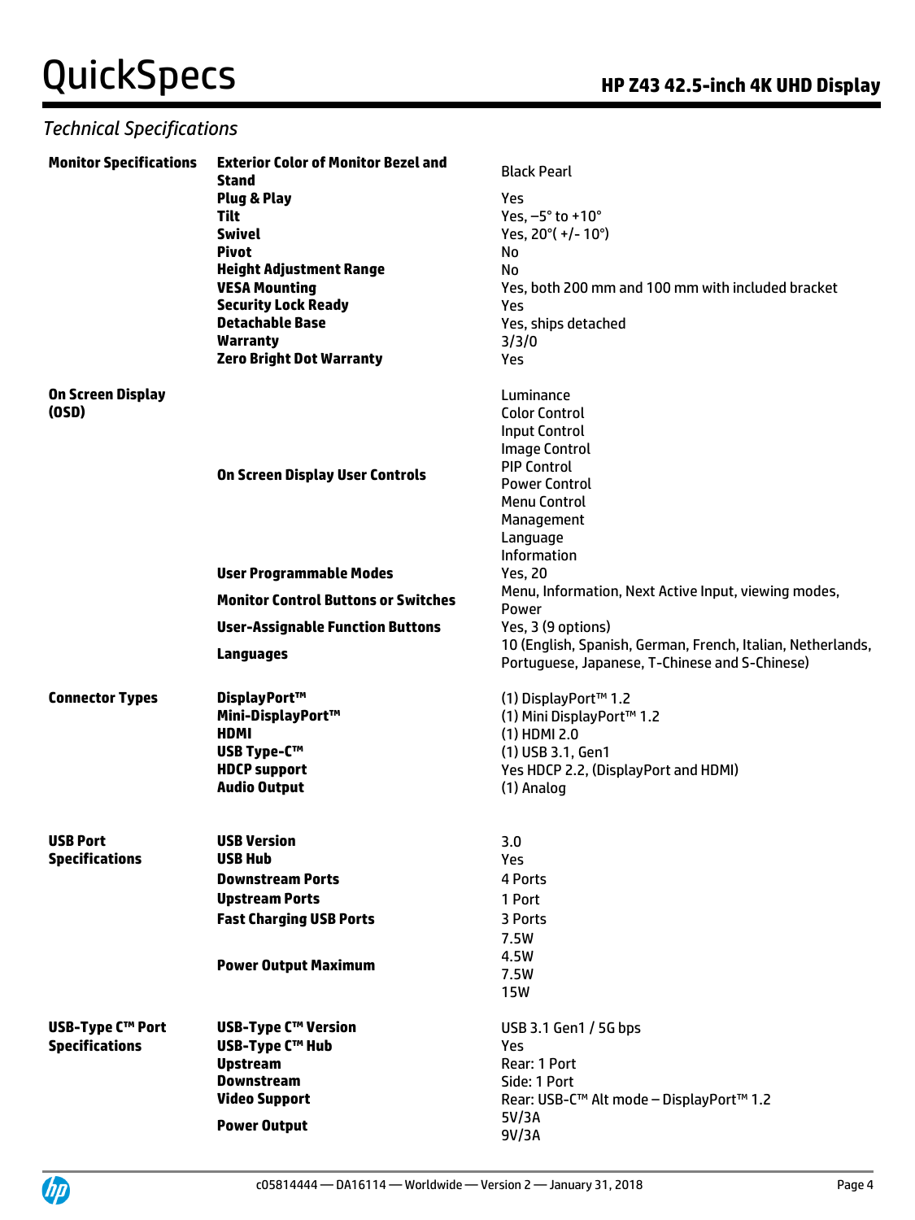## Technical Specifications

| | | |
|---|---|---|
| **Monitor Specifications** | **Exterior Color of Monitor Bezel and Stand** | Black Pearl |
| | **Plug & Play** | Yes |
| | **Tilt** | Yes, –5° to +10° |
| | **Swivel** | Yes, 20°( +/- 10°) |
| | **Pivot** | No |
| | **Height Adjustment Range** | No |
| | **VESA Mounting** | Yes, both 200 mm and 100 mm with included bracket |
| | **Security Lock Ready** | Yes |
| | **Detachable Base** | Yes, ships detached |
| | **Warranty** | 3/3/0 |
| | **Zero Bright Dot Warranty** | Yes |
| **On Screen Display (OSD)** | **On Screen Display User Controls** | Luminance<br>Color Control<br>Input Control<br>Image Control<br>PIP Control<br>Power Control<br>Menu Control<br>Management<br>Language<br>Information |
| | **User Programmable Modes** | Yes, 20 |
| | **Monitor Control Buttons or Switches** | Menu, Information, Next Active Input, viewing modes, Power |
| | **User-Assignable Function Buttons** | Yes, 3 (9 options) |
| | **Languages** | 10 (English, Spanish, German, French, Italian, Netherlands, Portuguese, Japanese, T-Chinese and S-Chinese) |
| **Connector Types** | **DisplayPort™** | (1) DisplayPort™ 1.2 |
| | **Mini-DisplayPort™** | (1) Mini DisplayPort™ 1.2 |
| | **HDMI** | (1) HDMI 2.0 |
| | **USB Type-C™** | (1) USB 3.1, Gen1 |
| | **HDCP support** | Yes HDCP 2.2, (DisplayPort and HDMI) |
| | **Audio Output** | (1) Analog |
| **USB Port Specifications** | **USB Version** | 3.0 |
| | **USB Hub** | Yes |
| | **Downstream Ports** | 4 Ports |
| | **Upstream Ports** | 1 Port |
| | **Fast Charging USB Ports** | 3 Ports |
| | **Power Output Maximum** | 7.5W<br>4.5W<br>7.5W<br>15W |
| **USB-Type C™ Port Specifications** | **USB-Type C™ Version** | USB 3.1 Gen1 / 5G bps |
| | **USB-Type C™ Hub** | Yes |
| | **Upstream** | Rear: 1 Port |
| | **Downstream** | Side: 1 Port |
| | **Video Support** | Rear: USB-C™ Alt mode – DisplayPort™ 1.2 |
| | **Power Output** | 5V/3A<br>9V/3A |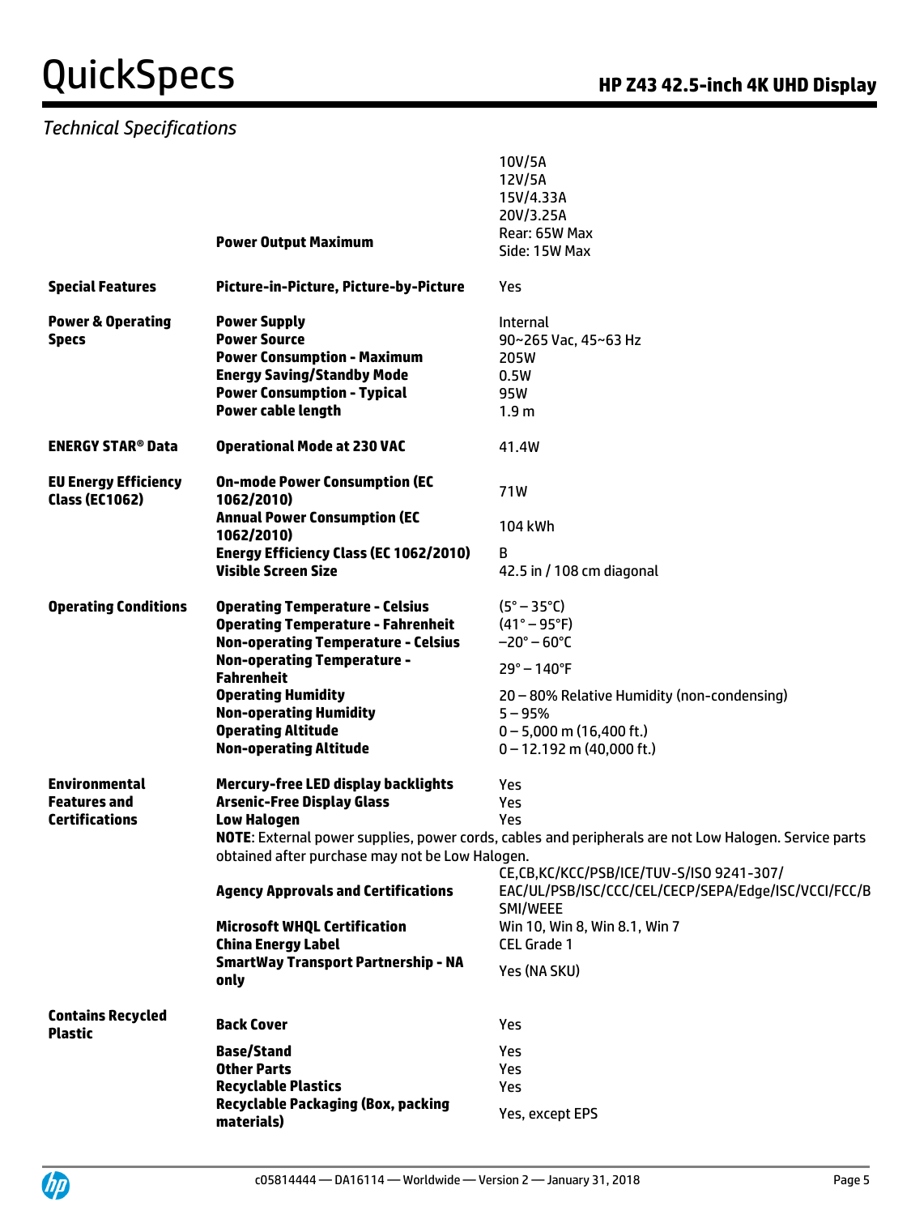*Technical Specifications*

| | | |
|---|---|---|
| | **Power Output Maximum** | 10V/5A<br>12V/5A<br>15V/4.33A<br>20V/3.25A<br>Rear: 65W Max<br>Side: 15W Max |
| **Special Features** | **Picture-in-Picture, Picture-by-Picture** | Yes |
| **Power & Operating Specs** | **Power Supply** | Internal |
| | **Power Source** | 90~265 Vac, 45~63 Hz |
| | **Power Consumption - Maximum** | 205W |
| | **Energy Saving/Standby Mode** | 0.5W |
| | **Power Consumption - Typical** | 95W |
| | **Power cable length** | 1.9 m |
| **ENERGY STAR® Data** | **Operational Mode at 230 VAC** | 41.4W |
| **EU Energy Efficiency Class (EC1062)** | **On-mode Power Consumption (EC 1062/2010)** | 71W |
| | **Annual Power Consumption (EC 1062/2010)** | 104 kWh |
| | **Energy Efficiency Class (EC 1062/2010)** | B |
| | **Visible Screen Size** | 42.5 in / 108 cm diagonal |
| **Operating Conditions** | **Operating Temperature - Celsius** | (5° – 35°C) |
| | **Operating Temperature - Fahrenheit** | (41° – 95°F) |
| | **Non-operating Temperature - Celsius** | –20° – 60°C |
| | **Non-operating Temperature - Fahrenheit** | 29° – 140°F |
| | **Operating Humidity** | 20 – 80% Relative Humidity (non-condensing) |
| | **Non-operating Humidity** | 5 – 95% |
| | **Operating Altitude** | 0 – 5,000 m (16,400 ft.) |
| | **Non-operating Altitude** | 0 – 12.192 m (40,000 ft.) |
| **Environmental Features and Certifications** | **Mercury-free LED display backlights** | Yes |
| | **Arsenic-Free Display Glass** | Yes |
| | **Low Halogen** | Yes |
| | **NOTE**: External power supplies, power cords, cables and peripherals are not Low Halogen. Service parts obtained after purchase may not be Low Halogen. | |
| | **Agency Approvals and Certifications** | CE,CB,KC/KCC/PSB/ICE/TUV-S/ISO 9241-307/ EAC/UL/PSB/ISC/CCC/CEL/CECP/SEPA/Edge/ISC/VCCI/FCC/BSMI/WEEE |
| | **Microsoft WHQL Certification** | Win 10, Win 8, Win 8.1, Win 7 |
| | **China Energy Label** | CEL Grade 1 |
| | **SmartWay Transport Partnership - NA only** | Yes (NA SKU) |
| **Contains Recycled Plastic** | **Back Cover** | Yes |
| | **Base/Stand** | Yes |
| | **Other Parts** | Yes |
| | **Recyclable Plastics** | Yes |
| | **Recyclable Packaging (Box, packing materials)** | Yes, except EPS |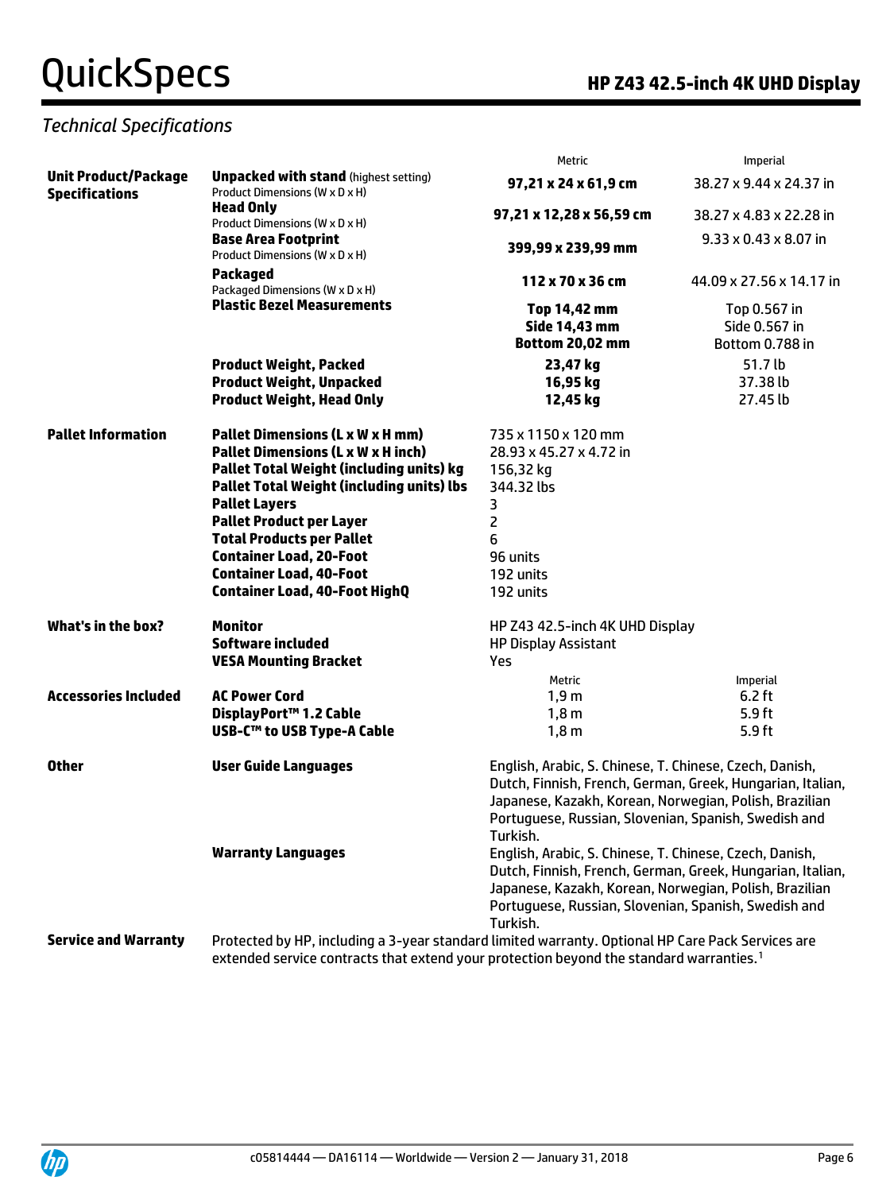*Technical Specifications*

| | | Metric | Imperial |
|---|---|---|---|
| **Unit Product/Package Specifications** | **Unpacked with stand** (highest setting) Product Dimensions (W x D x H) | **97,21 x 24 x 61,9 cm** | 38.27 x 9.44 x 24.37 in |
| | **Head Only** Product Dimensions (W x D x H) | **97,21 x 12,28 x 56,59 cm** | 38.27 x 4.83 x 22.28 in |
| | **Base Area Footprint** Product Dimensions (W x D x H) | **399,99 x 239,99 mm** | 9.33 x 0.43 x 8.07 in |
| | **Packaged** Packaged Dimensions (W x D x H) | **112 x 70 x 36 cm** | 44.09 x 27.56 x 14.17 in |
| | **Plastic Bezel Measurements** | **Top 14,42 mm**<br>**Side 14,43 mm**<br>**Bottom 20,02 mm** | Top 0.567 in<br>Side 0.567 in<br>Bottom 0.788 in |
| | **Product Weight, Packed** | **23,47 kg** | 51.7 lb |
| | **Product Weight, Unpacked** | **16,95 kg** | 37.38 lb |
| | **Product Weight, Head Only** | **12,45 kg** | 27.45 lb |

| | | |
|---|---|---|
| **Pallet Information** | **Pallet Dimensions (L x W x H mm)** | 735 x 1150 x 120 mm |
| | **Pallet Dimensions (L x W x H inch)** | 28.93 x 45.27 x 4.72 in |
| | **Pallet Total Weight (including units) kg** | 156,32 kg |
| | **Pallet Total Weight (including units) lbs** | 344.32 lbs |
| | **Pallet Layers** | 3 |
| | **Pallet Product per Layer** | 2 |
| | **Total Products per Pallet** | 6 |
| | **Container Load, 20-Foot** | 96 units |
| | **Container Load, 40-Foot** | 192 units |
| | **Container Load, 40-Foot HighQ** | 192 units |
| **What's in the box?** | **Monitor** | HP Z43 42.5-inch 4K UHD Display |
| | **Software included** | HP Display Assistant |
| | **VESA Mounting Bracket** | Yes |

| | | Metric | Imperial |
|---|---|---|---|
| **Accessories Included** | **AC Power Cord** | 1,9 m | 6.2 ft |
| | **DisplayPort™ 1.2 Cable** | 1,8 m | 5.9 ft |
| | **USB-C™ to USB Type-A Cable** | 1,8 m | 5.9 ft |

| | | |
|---|---|---|
| **Other** | **User Guide Languages** | English, Arabic, S. Chinese, T. Chinese, Czech, Danish, Dutch, Finnish, French, German, Greek, Hungarian, Italian, Japanese, Kazakh, Korean, Norwegian, Polish, Brazilian Portuguese, Russian, Slovenian, Spanish, Swedish and Turkish. |
| | **Warranty Languages** | English, Arabic, S. Chinese, T. Chinese, Czech, Danish, Dutch, Finnish, French, German, Greek, Hungarian, Italian, Japanese, Kazakh, Korean, Norwegian, Polish, Brazilian Portuguese, Russian, Slovenian, Spanish, Swedish and Turkish. |

**Service and Warranty**

Protected by HP, including a 3-year standard limited warranty. Optional HP Care Pack Services are extended service contracts that extend your protection beyond the standard warranties.[1]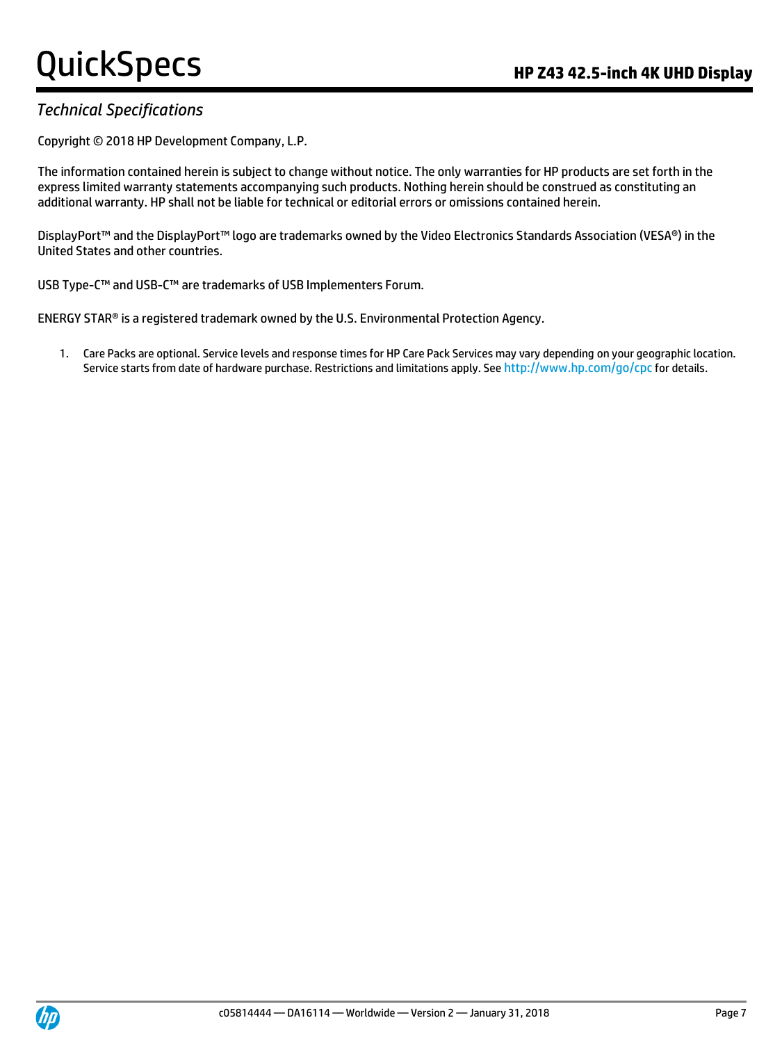## Technical Specifications

Copyright © 2018 HP Development Company, L.P.

The information contained herein is subject to change without notice. The only warranties for HP products are set forth in the express limited warranty statements accompanying such products. Nothing herein should be construed as constituting an additional warranty. HP shall not be liable for technical or editorial errors or omissions contained herein.

DisplayPort™ and the DisplayPort™ logo are trademarks owned by the Video Electronics Standards Association (VESA®) in the United States and other countries.

USB Type-C™ and USB-C™ are trademarks of USB Implementers Forum.

ENERGY STAR® is a registered trademark owned by the U.S. Environmental Protection Agency.

1. Care Packs are optional. Service levels and response times for HP Care Pack Services may vary depending on your geographic location. Service starts from date of hardware purchase. Restrictions and limitations apply. See http://www.hp.com/go/cpc for details.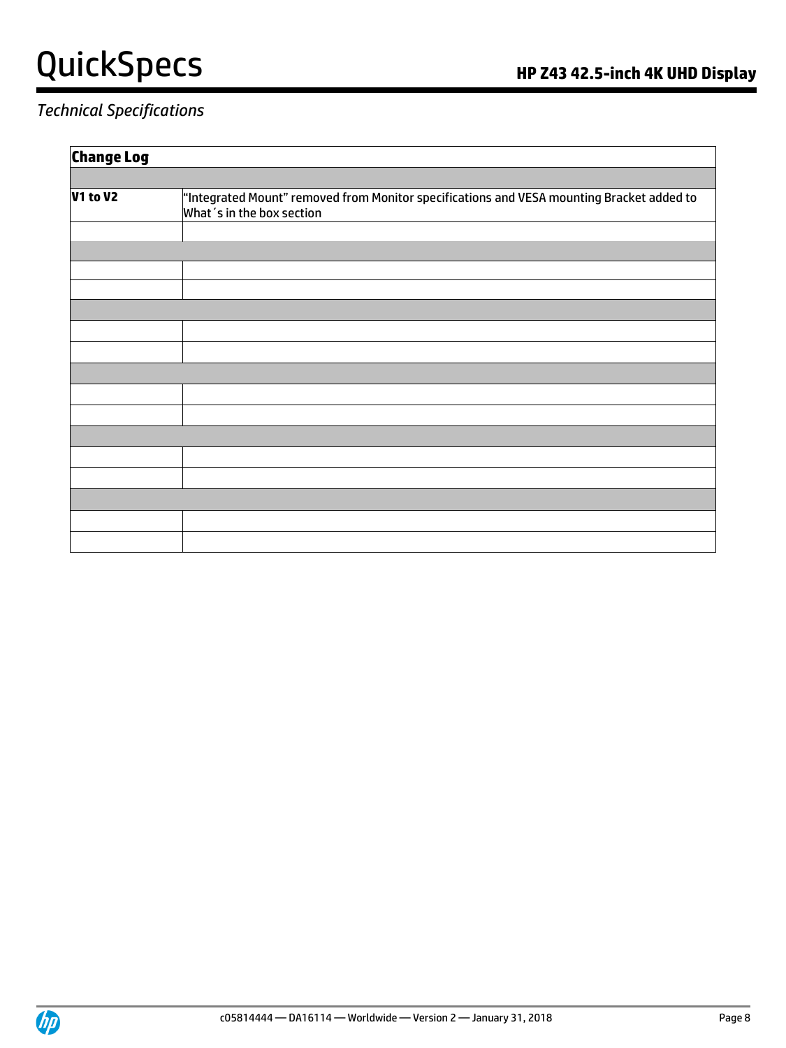*Technical Specifications*

| Change Log | |
|---|---|
| | |
| **V1 to V2** | "Integrated Mount" removed from Monitor specifications and VESA mounting Bracket added to What´s in the box section |